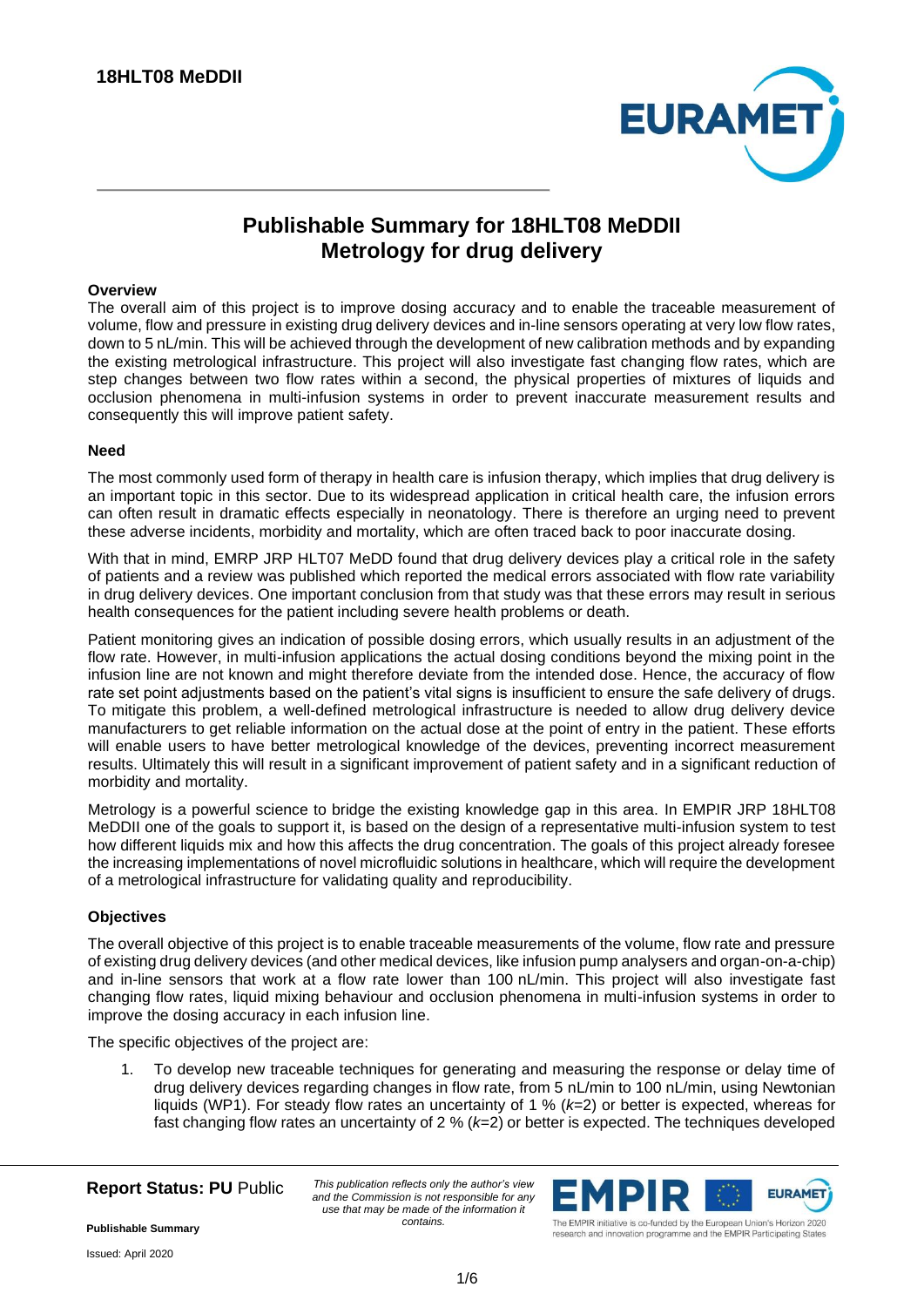# Publishable Summary for 18HLT08 MeDDII
## Metrology for drug delivery

### Overview

The overall aim of this project is to improve dosing accuracy and to enable the traceable measurement of volume, flow and pressure in existing drug delivery devices and in-line sensors operating at very low flow rates, down to 5 nL/min. This will be achieved through the development of new calibration methods and by expanding the existing metrological infrastructure. This project will also investigate fast changing flow rates, which are step changes between two flow rates within a second, the physical properties of mixtures of liquids and occlusion phenomena in multi-infusion systems in order to prevent inaccurate measurement results and consequently this will improve patient safety.

### Need

The most commonly used form of therapy in health care is infusion therapy, which implies that drug delivery is an important topic in this sector. Due to its widespread application in critical health care, the infusion errors can often result in dramatic effects especially in neonatology. There is therefore an urging need to prevent these adverse incidents, morbidity and mortality, which are often traced back to poor inaccurate dosing.

With that in mind, EMRP JRP HLT07 MeDD found that drug delivery devices play a critical role in the safety of patients and a review was published which reported the medical errors associated with flow rate variability in drug delivery devices. One important conclusion from that study was that these errors may result in serious health consequences for the patient including severe health problems or death.

Patient monitoring gives an indication of possible dosing errors, which usually results in an adjustment of the flow rate. However, in multi-infusion applications the actual dosing conditions beyond the mixing point in the infusion line are not known and might therefore deviate from the intended dose. Hence, the accuracy of flow rate set point adjustments based on the patient's vital signs is insufficient to ensure the safe delivery of drugs. To mitigate this problem, a well-defined metrological infrastructure is needed to allow drug delivery device manufacturers to get reliable information on the actual dose at the point of entry in the patient. These efforts will enable users to have better metrological knowledge of the devices, preventing incorrect measurement results. Ultimately this will result in a significant improvement of patient safety and in a significant reduction of morbidity and mortality.

Metrology is a powerful science to bridge the existing knowledge gap in this area. In EMPIR JRP 18HLT08 MeDDII one of the goals to support it, is based on the design of a representative multi-infusion system to test how different liquids mix and how this affects the drug concentration. The goals of this project already foresee the increasing implementations of novel microfluidic solutions in healthcare, which will require the development of a metrological infrastructure for validating quality and reproducibility.

### Objectives

The overall objective of this project is to enable traceable measurements of the volume, flow rate and pressure of existing drug delivery devices (and other medical devices, like infusion pump analysers and organ-on-a-chip) and in-line sensors that work at a flow rate lower than 100 nL/min. This project will also investigate fast changing flow rates, liquid mixing behaviour and occlusion phenomena in multi-infusion systems in order to improve the dosing accuracy in each infusion line.

The specific objectives of the project are:

1. To develop new traceable techniques for generating and measuring the response or delay time of drug delivery devices regarding changes in flow rate, from 5 nL/min to 100 nL/min, using Newtonian liquids (WP1). For steady flow rates an uncertainty of 1 % ($k$=2) or better is expected, whereas for fast changing flow rates an uncertainty of 2 % ($k$=2) or better is expected. The techniques developed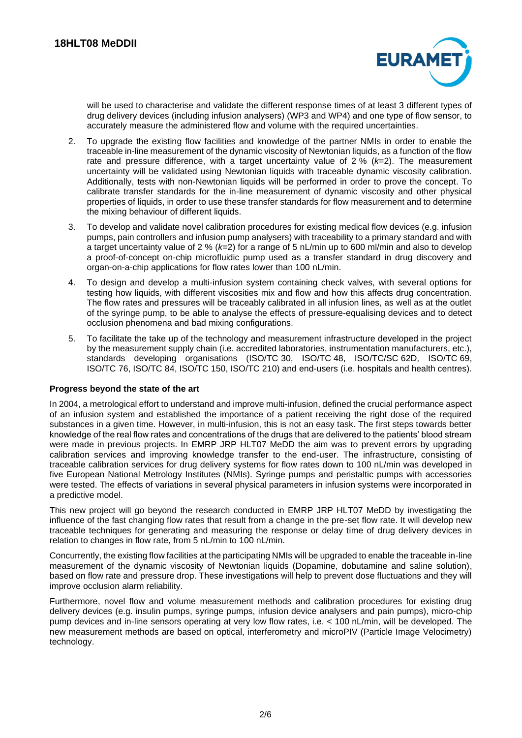will be used to characterise and validate the different response times of at least 3 different types of drug delivery devices (including infusion analysers) (WP3 and WP4) and one type of flow sensor, to accurately measure the administered flow and volume with the required uncertainties.

2. To upgrade the existing flow facilities and knowledge of the partner NMIs in order to enable the traceable in-line measurement of the dynamic viscosity of Newtonian liquids, as a function of the flow rate and pressure difference, with a target uncertainty value of 2 % ($k$=2). The measurement uncertainty will be validated using Newtonian liquids with traceable dynamic viscosity calibration. Additionally, tests with non-Newtonian liquids will be performed in order to prove the concept. To calibrate transfer standards for the in-line measurement of dynamic viscosity and other physical properties of liquids, in order to use these transfer standards for flow measurement and to determine the mixing behaviour of different liquids.
3. To develop and validate novel calibration procedures for existing medical flow devices (e.g. infusion pumps, pain controllers and infusion pump analysers) with traceability to a primary standard and with a target uncertainty value of 2 % ($k$=2) for a range of 5 nL/min up to 600 ml/min and also to develop a proof-of-concept on-chip microfluidic pump used as a transfer standard in drug discovery and organ-on-a-chip applications for flow rates lower than 100 nL/min.
4. To design and develop a multi-infusion system containing check valves, with several options for testing how liquids, with different viscosities mix and flow and how this affects drug concentration. The flow rates and pressures will be traceably calibrated in all infusion lines, as well as at the outlet of the syringe pump, to be able to analyse the effects of pressure-equalising devices and to detect occlusion phenomena and bad mixing configurations.
5. To facilitate the take up of the technology and measurement infrastructure developed in the project by the measurement supply chain (i.e. accredited laboratories, instrumentation manufacturers, etc.), standards developing organisations (ISO/TC 30, ISO/TC 48, ISO/TC/SC 62D, ISO/TC 69, ISO/TC 76, ISO/TC 84, ISO/TC 150, ISO/TC 210) and end-users (i.e. hospitals and health centres).

**Progress beyond the state of the art**

In 2004, a metrological effort to understand and improve multi-infusion, defined the crucial performance aspect of an infusion system and established the importance of a patient receiving the right dose of the required substances in a given time. However, in multi-infusion, this is not an easy task. The first steps towards better knowledge of the real flow rates and concentrations of the drugs that are delivered to the patients' blood stream were made in previous projects. In EMRP JRP HLT07 MeDD the aim was to prevent errors by upgrading calibration services and improving knowledge transfer to the end-user. The infrastructure, consisting of traceable calibration services for drug delivery systems for flow rates down to 100 nL/min was developed in five European National Metrology Institutes (NMIs). Syringe pumps and peristaltic pumps with accessories were tested. The effects of variations in several physical parameters in infusion systems were incorporated in a predictive model.

This new project will go beyond the research conducted in EMRP JRP HLT07 MeDD by investigating the influence of the fast changing flow rates that result from a change in the pre-set flow rate. It will develop new traceable techniques for generating and measuring the response or delay time of drug delivery devices in relation to changes in flow rate, from 5 nL/min to 100 nL/min.

Concurrently, the existing flow facilities at the participating NMIs will be upgraded to enable the traceable in-line measurement of the dynamic viscosity of Newtonian liquids (Dopamine, dobutamine and saline solution), based on flow rate and pressure drop. These investigations will help to prevent dose fluctuations and they will improve occlusion alarm reliability.

Furthermore, novel flow and volume measurement methods and calibration procedures for existing drug delivery devices (e.g. insulin pumps, syringe pumps, infusion device analysers and pain pumps), micro-chip pump devices and in-line sensors operating at very low flow rates, i.e. < 100 nL/min, will be developed. The new measurement methods are based on optical, interferometry and microPIV (Particle Image Velocimetry) technology.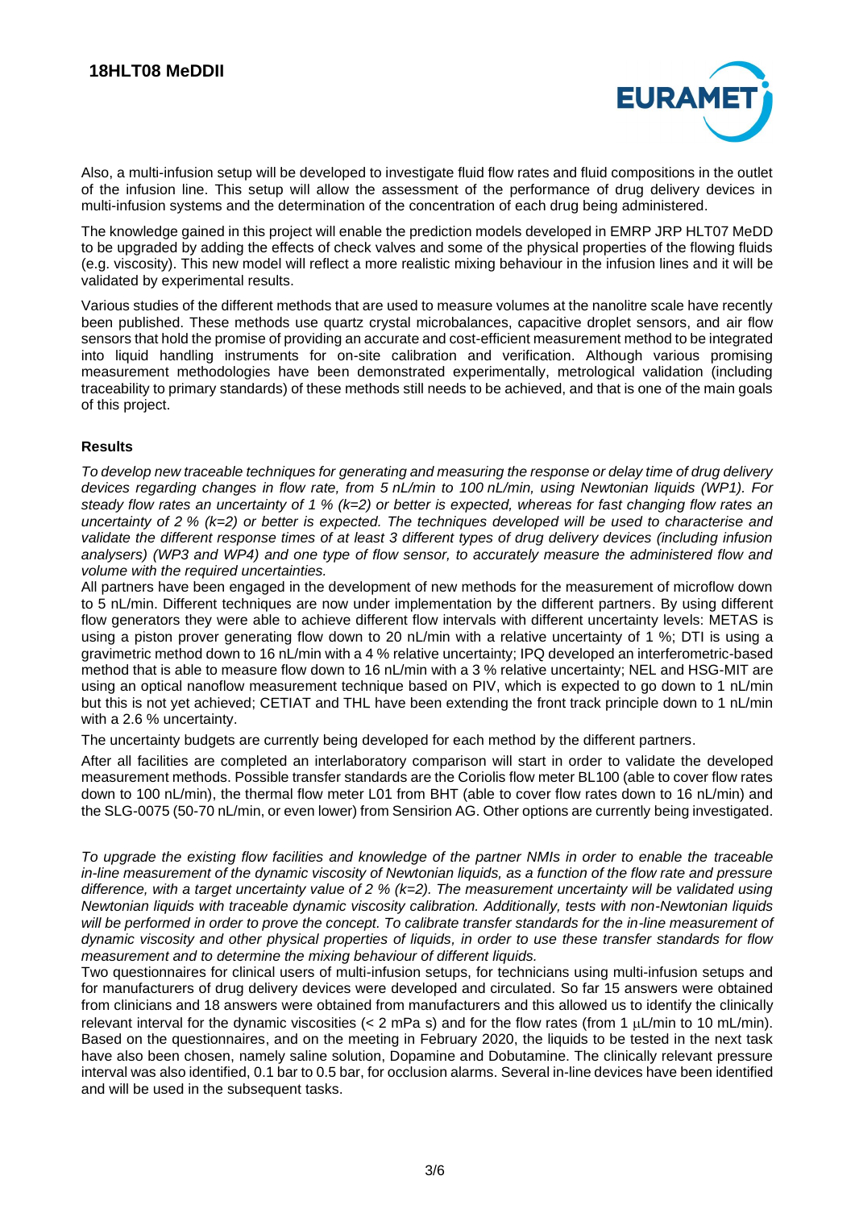Also, a multi-infusion setup will be developed to investigate fluid flow rates and fluid compositions in the outlet of the infusion line. This setup will allow the assessment of the performance of drug delivery devices in multi-infusion systems and the determination of the concentration of each drug being administered.

The knowledge gained in this project will enable the prediction models developed in EMRP JRP HLT07 MeDD to be upgraded by adding the effects of check valves and some of the physical properties of the flowing fluids (e.g. viscosity). This new model will reflect a more realistic mixing behaviour in the infusion lines and it will be validated by experimental results.

Various studies of the different methods that are used to measure volumes at the nanolitre scale have recently been published. These methods use quartz crystal microbalances, capacitive droplet sensors, and air flow sensors that hold the promise of providing an accurate and cost-efficient measurement method to be integrated into liquid handling instruments for on-site calibration and verification. Although various promising measurement methodologies have been demonstrated experimentally, metrological validation (including traceability to primary standards) of these methods still needs to be achieved, and that is one of the main goals of this project.

**Results**

*To develop new traceable techniques for generating and measuring the response or delay time of drug delivery devices regarding changes in flow rate, from 5 nL/min to 100 nL/min, using Newtonian liquids (WP1). For steady flow rates an uncertainty of 1 % (k=2) or better is expected, whereas for fast changing flow rates an uncertainty of 2 % (k=2) or better is expected. The techniques developed will be used to characterise and validate the different response times of at least 3 different types of drug delivery devices (including infusion analysers) (WP3 and WP4) and one type of flow sensor, to accurately measure the administered flow and volume with the required uncertainties.*

All partners have been engaged in the development of new methods for the measurement of microflow down to 5 nL/min. Different techniques are now under implementation by the different partners. By using different flow generators they were able to achieve different flow intervals with different uncertainty levels: METAS is using a piston prover generating flow down to 20 nL/min with a relative uncertainty of 1 %; DTI is using a gravimetric method down to 16 nL/min with a 4 % relative uncertainty; IPQ developed an interferometric-based method that is able to measure flow down to 16 nL/min with a 3 % relative uncertainty; NEL and HSG-MIT are using an optical nanoflow measurement technique based on PIV, which is expected to go down to 1 nL/min but this is not yet achieved; CETIAT and THL have been extending the front track principle down to 1 nL/min with a 2.6 % uncertainty.

The uncertainty budgets are currently being developed for each method by the different partners.

After all facilities are completed an interlaboratory comparison will start in order to validate the developed measurement methods. Possible transfer standards are the Coriolis flow meter BL100 (able to cover flow rates down to 100 nL/min), the thermal flow meter L01 from BHT (able to cover flow rates down to 16 nL/min) and the SLG-0075 (50-70 nL/min, or even lower) from Sensirion AG. Other options are currently being investigated.

*To upgrade the existing flow facilities and knowledge of the partner NMIs in order to enable the traceable in-line measurement of the dynamic viscosity of Newtonian liquids, as a function of the flow rate and pressure difference, with a target uncertainty value of 2 % (k=2). The measurement uncertainty will be validated using Newtonian liquids with traceable dynamic viscosity calibration. Additionally, tests with non-Newtonian liquids will be performed in order to prove the concept. To calibrate transfer standards for the in-line measurement of dynamic viscosity and other physical properties of liquids, in order to use these transfer standards for flow measurement and to determine the mixing behaviour of different liquids.*

Two questionnaires for clinical users of multi-infusion setups, for technicians using multi-infusion setups and for manufacturers of drug delivery devices were developed and circulated. So far 15 answers were obtained from clinicians and 18 answers were obtained from manufacturers and this allowed us to identify the clinically relevant interval for the dynamic viscosities (< 2 mPa s) and for the flow rates (from 1 μL/min to 10 mL/min). Based on the questionnaires, and on the meeting in February 2020, the liquids to be tested in the next task have also been chosen, namely saline solution, Dopamine and Dobutamine. The clinically relevant pressure interval was also identified, 0.1 bar to 0.5 bar, for occlusion alarms. Several in-line devices have been identified and will be used in the subsequent tasks.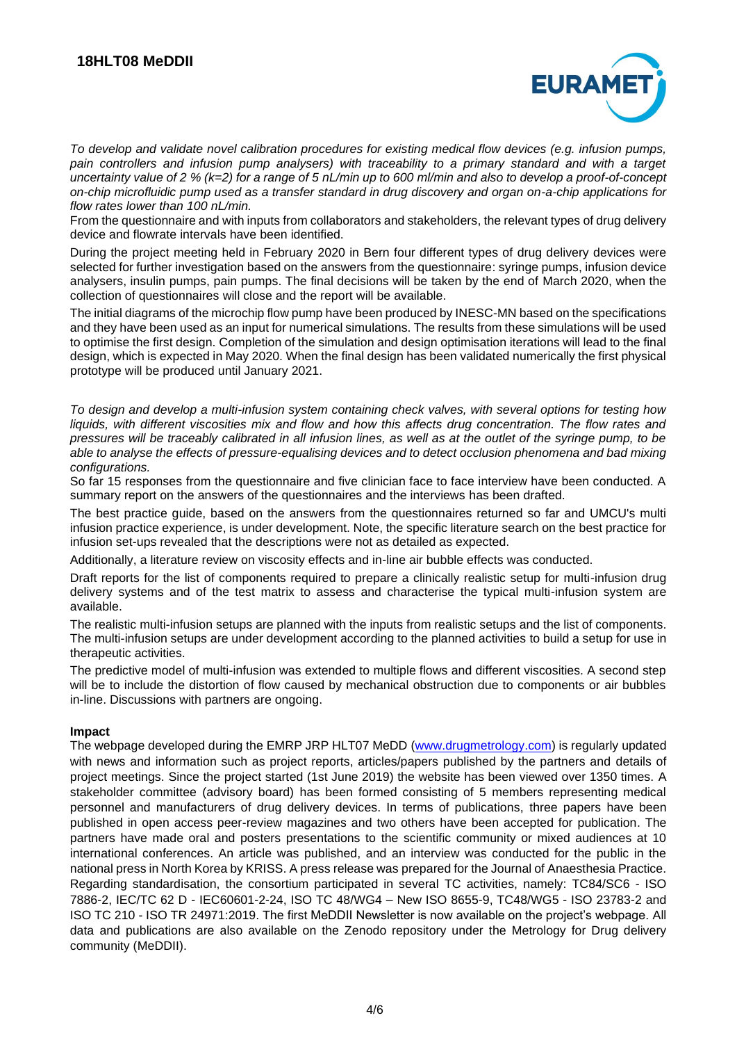*To develop and validate novel calibration procedures for existing medical flow devices (e.g. infusion pumps, pain controllers and infusion pump analysers) with traceability to a primary standard and with a target uncertainty value of 2 % (k=2) for a range of 5 nL/min up to 600 ml/min and also to develop a proof-of-concept on-chip microfluidic pump used as a transfer standard in drug discovery and organ on-a-chip applications for flow rates lower than 100 nL/min.*

From the questionnaire and with inputs from collaborators and stakeholders, the relevant types of drug delivery device and flowrate intervals have been identified.

During the project meeting held in February 2020 in Bern four different types of drug delivery devices were selected for further investigation based on the answers from the questionnaire: syringe pumps, infusion device analysers, insulin pumps, pain pumps. The final decisions will be taken by the end of March 2020, when the collection of questionnaires will close and the report will be available.

The initial diagrams of the microchip flow pump have been produced by INESC-MN based on the specifications and they have been used as an input for numerical simulations. The results from these simulations will be used to optimise the first design. Completion of the simulation and design optimisation iterations will lead to the final design, which is expected in May 2020. When the final design has been validated numerically the first physical prototype will be produced until January 2021.

*To design and develop a multi-infusion system containing check valves, with several options for testing how liquids, with different viscosities mix and flow and how this affects drug concentration. The flow rates and pressures will be traceably calibrated in all infusion lines, as well as at the outlet of the syringe pump, to be able to analyse the effects of pressure-equalising devices and to detect occlusion phenomena and bad mixing configurations.*

So far 15 responses from the questionnaire and five clinician face to face interview have been conducted. A summary report on the answers of the questionnaires and the interviews has been drafted.

The best practice guide, based on the answers from the questionnaires returned so far and UMCU's multi infusion practice experience, is under development. Note, the specific literature search on the best practice for infusion set-ups revealed that the descriptions were not as detailed as expected.

Additionally, a literature review on viscosity effects and in-line air bubble effects was conducted.

Draft reports for the list of components required to prepare a clinically realistic setup for multi-infusion drug delivery systems and of the test matrix to assess and characterise the typical multi-infusion system are available.

The realistic multi-infusion setups are planned with the inputs from realistic setups and the list of components. The multi-infusion setups are under development according to the planned activities to build a setup for use in therapeutic activities.

The predictive model of multi-infusion was extended to multiple flows and different viscosities. A second step will be to include the distortion of flow caused by mechanical obstruction due to components or air bubbles in-line. Discussions with partners are ongoing.

**Impact**

The webpage developed during the EMRP JRP HLT07 MeDD (www.drugmetrology.com) is regularly updated with news and information such as project reports, articles/papers published by the partners and details of project meetings. Since the project started (1st June 2019) the website has been viewed over 1350 times. A stakeholder committee (advisory board) has been formed consisting of 5 members representing medical personnel and manufacturers of drug delivery devices. In terms of publications, three papers have been published in open access peer-review magazines and two others have been accepted for publication. The partners have made oral and posters presentations to the scientific community or mixed audiences at 10 international conferences. An article was published, and an interview was conducted for the public in the national press in North Korea by KRISS. A press release was prepared for the Journal of Anaesthesia Practice. Regarding standardisation, the consortium participated in several TC activities, namely: TC84/SC6 - ISO 7886-2, IEC/TC 62 D - IEC60601-2-24, ISO TC 48/WG4 – New ISO 8655-9, TC48/WG5 - ISO 23783-2 and ISO TC 210 - ISO TR 24971:2019. The first MeDDII Newsletter is now available on the project's webpage. All data and publications are also available on the Zenodo repository under the Metrology for Drug delivery community (MeDDII).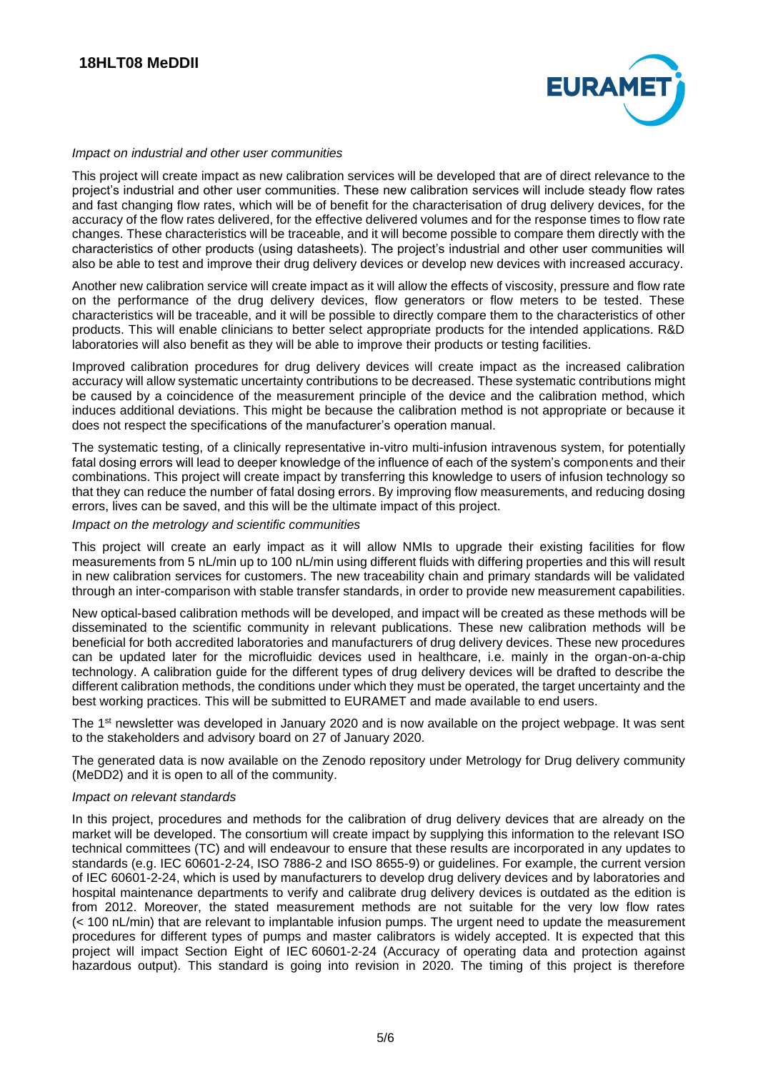*Impact on industrial and other user communities*

This project will create impact as new calibration services will be developed that are of direct relevance to the project's industrial and other user communities. These new calibration services will include steady flow rates and fast changing flow rates, which will be of benefit for the characterisation of drug delivery devices, for the accuracy of the flow rates delivered, for the effective delivered volumes and for the response times to flow rate changes. These characteristics will be traceable, and it will become possible to compare them directly with the characteristics of other products (using datasheets). The project's industrial and other user communities will also be able to test and improve their drug delivery devices or develop new devices with increased accuracy.

Another new calibration service will create impact as it will allow the effects of viscosity, pressure and flow rate on the performance of the drug delivery devices, flow generators or flow meters to be tested. These characteristics will be traceable, and it will be possible to directly compare them to the characteristics of other products. This will enable clinicians to better select appropriate products for the intended applications. R&D laboratories will also benefit as they will be able to improve their products or testing facilities.

Improved calibration procedures for drug delivery devices will create impact as the increased calibration accuracy will allow systematic uncertainty contributions to be decreased. These systematic contributions might be caused by a coincidence of the measurement principle of the device and the calibration method, which induces additional deviations. This might be because the calibration method is not appropriate or because it does not respect the specifications of the manufacturer's operation manual.

The systematic testing, of a clinically representative in-vitro multi-infusion intravenous system, for potentially fatal dosing errors will lead to deeper knowledge of the influence of each of the system's components and their combinations. This project will create impact by transferring this knowledge to users of infusion technology so that they can reduce the number of fatal dosing errors. By improving flow measurements, and reducing dosing errors, lives can be saved, and this will be the ultimate impact of this project.

*Impact on the metrology and scientific communities*

This project will create an early impact as it will allow NMIs to upgrade their existing facilities for flow measurements from 5 nL/min up to 100 nL/min using different fluids with differing properties and this will result in new calibration services for customers. The new traceability chain and primary standards will be validated through an inter-comparison with stable transfer standards, in order to provide new measurement capabilities.

New optical-based calibration methods will be developed, and impact will be created as these methods will be disseminated to the scientific community in relevant publications. These new calibration methods will be beneficial for both accredited laboratories and manufacturers of drug delivery devices. These new procedures can be updated later for the microfluidic devices used in healthcare, i.e. mainly in the organ-on-a-chip technology. A calibration guide for the different types of drug delivery devices will be drafted to describe the different calibration methods, the conditions under which they must be operated, the target uncertainty and the best working practices. This will be submitted to EURAMET and made available to end users.

The 1st newsletter was developed in January 2020 and is now available on the project webpage. It was sent to the stakeholders and advisory board on 27 of January 2020.

The generated data is now available on the Zenodo repository under Metrology for Drug delivery community (MeDD2) and it is open to all of the community.

*Impact on relevant standards*

In this project, procedures and methods for the calibration of drug delivery devices that are already on the market will be developed. The consortium will create impact by supplying this information to the relevant ISO technical committees (TC) and will endeavour to ensure that these results are incorporated in any updates to standards (e.g. IEC 60601-2-24, ISO 7886-2 and ISO 8655-9) or guidelines. For example, the current version of IEC 60601-2-24, which is used by manufacturers to develop drug delivery devices and by laboratories and hospital maintenance departments to verify and calibrate drug delivery devices is outdated as the edition is from 2012. Moreover, the stated measurement methods are not suitable for the very low flow rates (< 100 nL/min) that are relevant to implantable infusion pumps. The urgent need to update the measurement procedures for different types of pumps and master calibrators is widely accepted. It is expected that this project will impact Section Eight of IEC 60601-2-24 (Accuracy of operating data and protection against hazardous output). This standard is going into revision in 2020. The timing of this project is therefore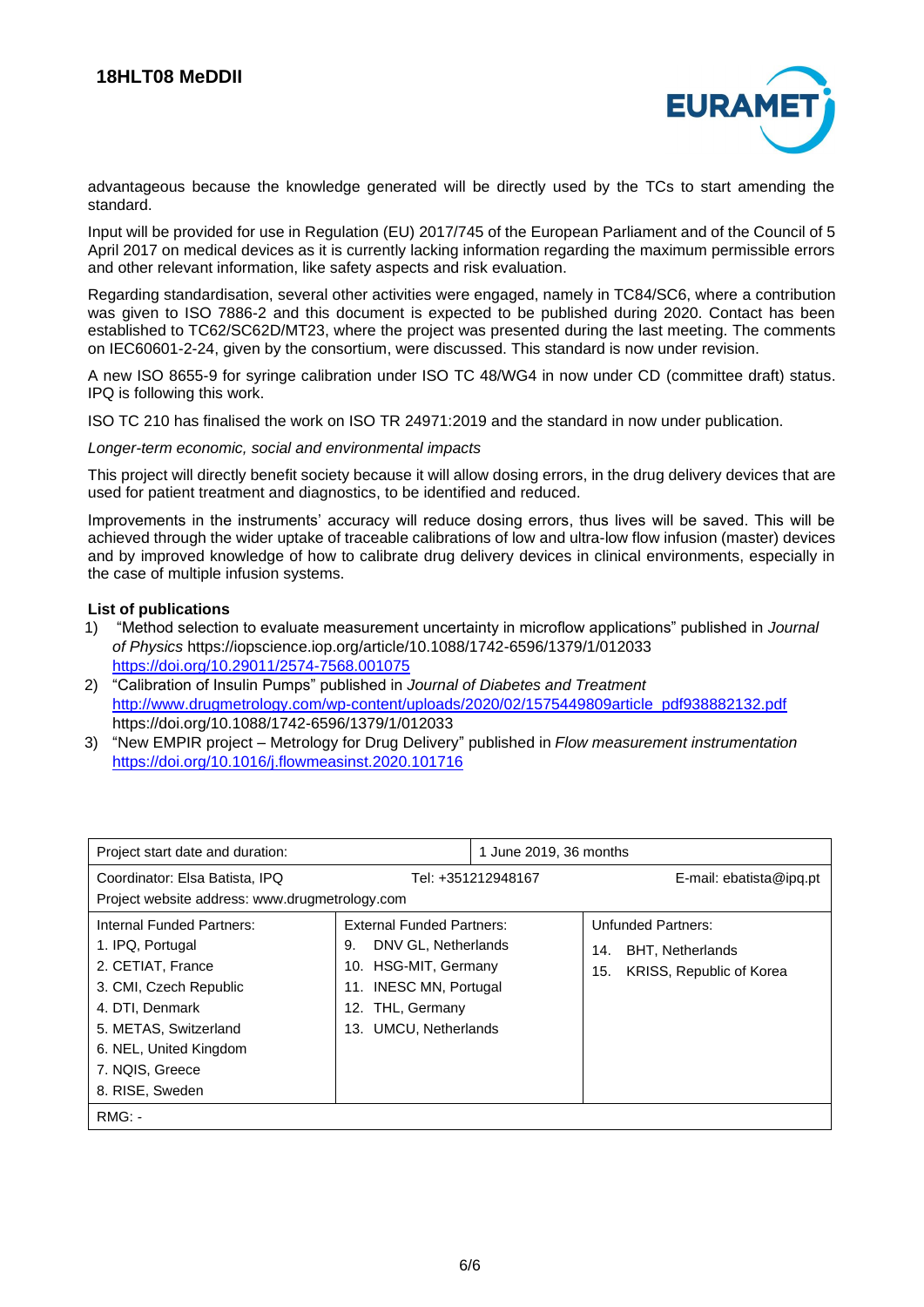advantageous because the knowledge generated will be directly used by the TCs to start amending the standard.

Input will be provided for use in Regulation (EU) 2017/745 of the European Parliament and of the Council of 5 April 2017 on medical devices as it is currently lacking information regarding the maximum permissible errors and other relevant information, like safety aspects and risk evaluation.

Regarding standardisation, several other activities were engaged, namely in TC84/SC6, where a contribution was given to ISO 7886-2 and this document is expected to be published during 2020. Contact has been established to TC62/SC62D/MT23, where the project was presented during the last meeting. The comments on IEC60601-2-24, given by the consortium, were discussed. This standard is now under revision.

A new ISO 8655-9 for syringe calibration under ISO TC 48/WG4 in now under CD (committee draft) status. IPQ is following this work.

ISO TC 210 has finalised the work on ISO TR 24971:2019 and the standard in now under publication.

*Longer-term economic, social and environmental impacts*

This project will directly benefit society because it will allow dosing errors, in the drug delivery devices that are used for patient treatment and diagnostics, to be identified and reduced.

Improvements in the instruments' accuracy will reduce dosing errors, thus lives will be saved. This will be achieved through the wider uptake of traceable calibrations of low and ultra-low flow infusion (master) devices and by improved knowledge of how to calibrate drug delivery devices in clinical environments, especially in the case of multiple infusion systems.

**List of publications**

1) "Method selection to evaluate measurement uncertainty in microflow applications" published in *Journal of Physics* https://iopscience.iop.org/article/10.1088/1742-6596/1379/1/012033 https://doi.org/10.29011/2574-7568.001075
2) "Calibration of Insulin Pumps" published in *Journal of Diabetes and Treatment* http://www.drugmetrology.com/wp-content/uploads/2020/02/1575449809article_pdf938882132.pdf https://doi.org/10.1088/1742-6596/1379/1/012033
3) "New EMPIR project – Metrology for Drug Delivery" published in *Flow measurement instrumentation* https://doi.org/10.1016/j.flowmeasinst.2020.101716

| | | |
|---|---|---|
| Project start date and duration: | 1 June 2019, 36 months | |
| Coordinator: Elsa Batista, IPQ<br>Project website address: www.drugmetrology.com | Tel: +351212948167 | E-mail: ebatista@ipq.pt |
| Internal Funded Partners:<br>1. IPQ, Portugal<br>2. CETIAT, France<br>3. CMI, Czech Republic<br>4. DTI, Denmark<br>5. METAS, Switzerland<br>6. NEL, United Kingdom<br>7. NQIS, Greece<br>8. RISE, Sweden | External Funded Partners:<br>9. DNV GL, Netherlands<br>10. HSG-MIT, Germany<br>11. INESC MN, Portugal<br>12. THL, Germany<br>13. UMCU, Netherlands | Unfunded Partners:<br>14. BHT, Netherlands<br>15. KRISS, Republic of Korea |
| RMG: - | | |